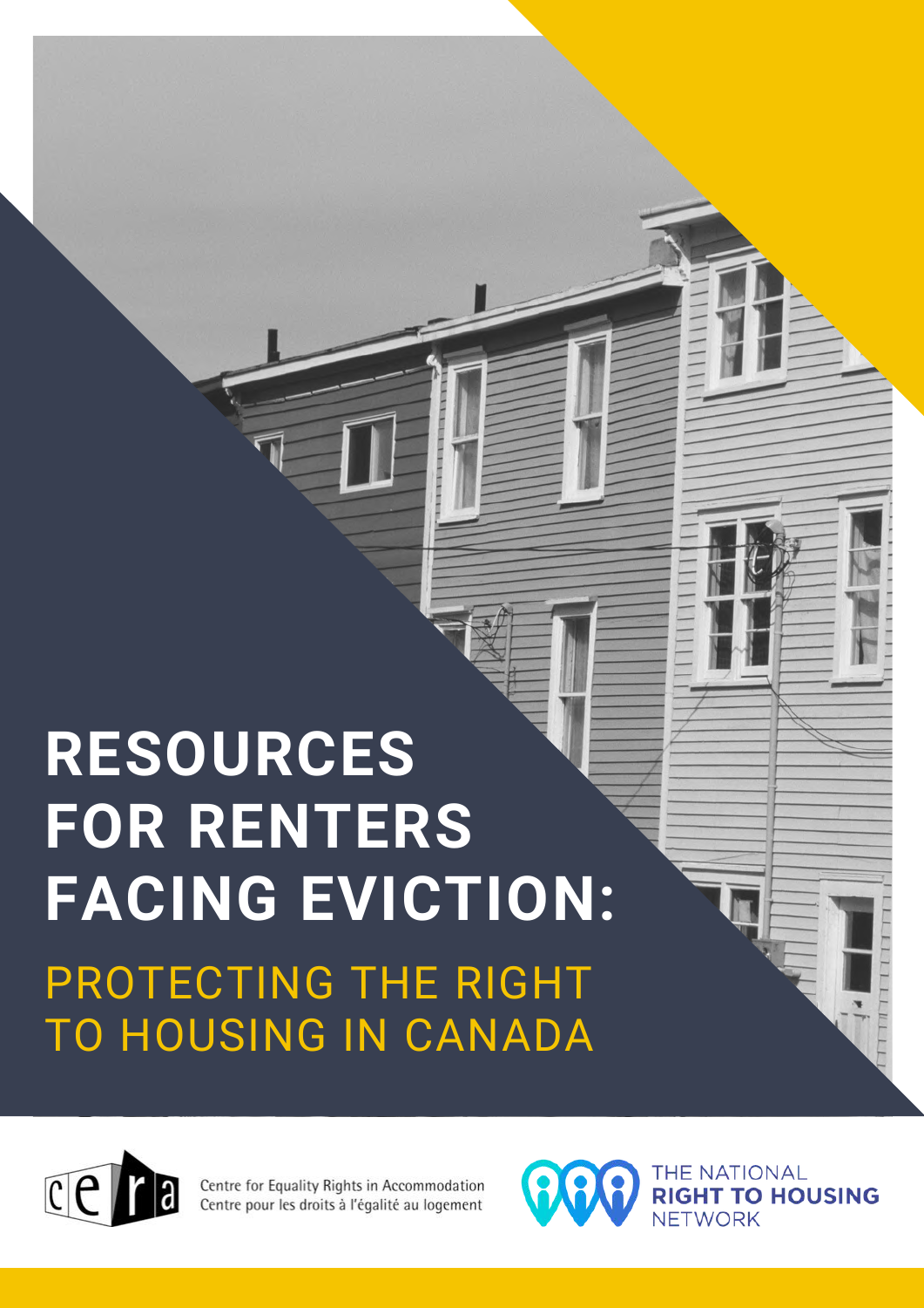# RESOURCES FOR RENTERS FACING EVICTION:

## PROTECTING THE RIGHT TO HOUSING IN CANADA

Centre for Equality Rights in Accommodation
Centre pour les droits à l'égalité au logement

THE NATIONAL RIGHT TO HOUSING NETWORK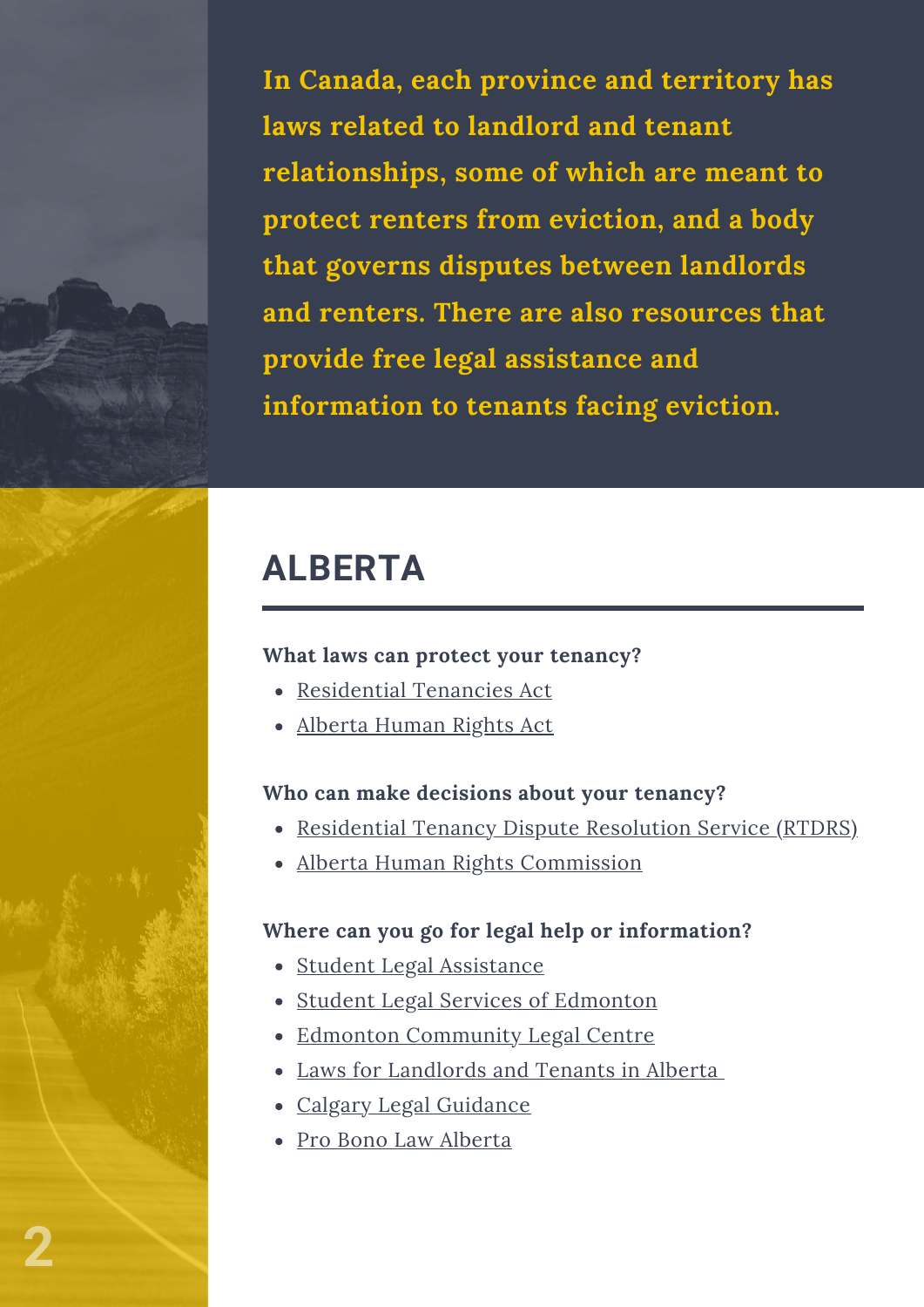**In Canada, each province and territory has laws related to landlord and tenant relationships, some of which are meant to protect renters from eviction, and a body that governs disputes between landlords and renters. There are also resources that provide free legal assistance and information to tenants facing eviction.**

## ALBERTA

**What laws can protect your tenancy?**

- Residential Tenancies Act
- Alberta Human Rights Act

**Who can make decisions about your tenancy?**

- Residential Tenancy Dispute Resolution Service (RTDRS)
- Alberta Human Rights Commission

**Where can you go for legal help or information?**

- Student Legal Assistance
- Student Legal Services of Edmonton
- Edmonton Community Legal Centre
- Laws for Landlords and Tenants in Alberta
- Calgary Legal Guidance
- Pro Bono Law Alberta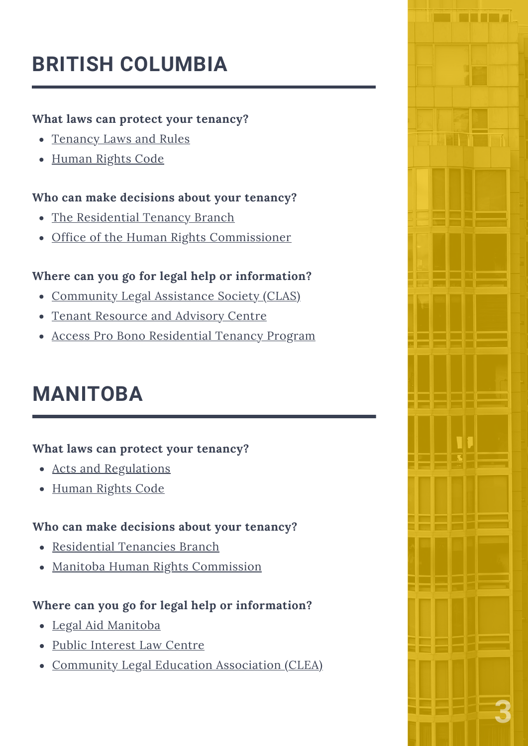## BRITISH COLUMBIA

**What laws can protect your tenancy?**

- Tenancy Laws and Rules
- Human Rights Code

**Who can make decisions about your tenancy?**

- The Residential Tenancy Branch
- Office of the Human Rights Commissioner

**Where can you go for legal help or information?**

- Community Legal Assistance Society (CLAS)
- Tenant Resource and Advisory Centre
- Access Pro Bono Residential Tenancy Program

## MANITOBA

**What laws can protect your tenancy?**

- Acts and Regulations
- Human Rights Code

**Who can make decisions about your tenancy?**

- Residential Tenancies Branch
- Manitoba Human Rights Commission

**Where can you go for legal help or information?**

- Legal Aid Manitoba
- Public Interest Law Centre
- Community Legal Education Association (CLEA)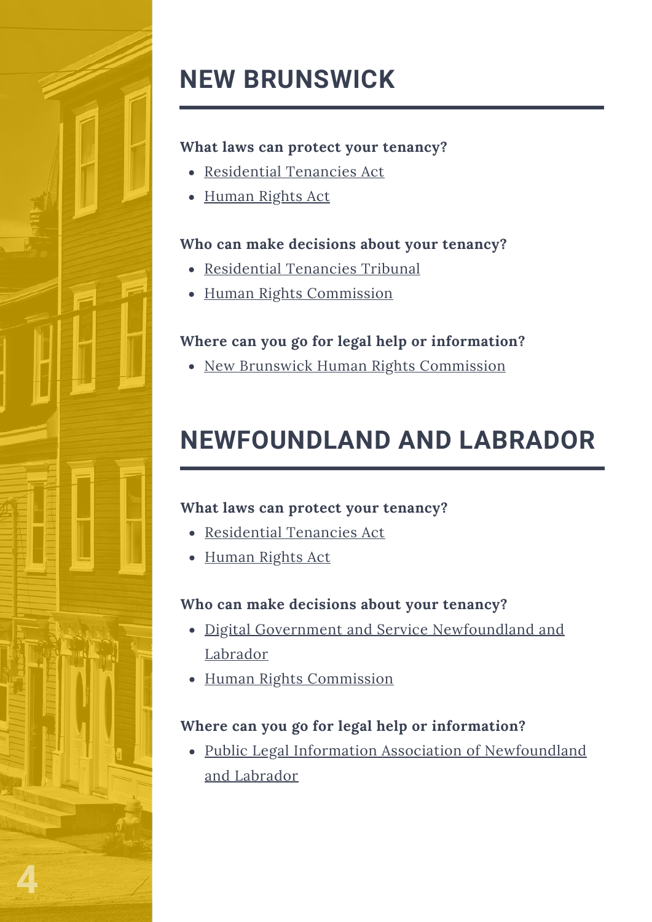## NEW BRUNSWICK

**What laws can protect your tenancy?**

- Residential Tenancies Act
- Human Rights Act

**Who can make decisions about your tenancy?**

- Residential Tenancies Tribunal
- Human Rights Commission

**Where can you go for legal help or information?**

- New Brunswick Human Rights Commission

## NEWFOUNDLAND AND LABRADOR

**What laws can protect your tenancy?**

- Residential Tenancies Act
- Human Rights Act

**Who can make decisions about your tenancy?**

- Digital Government and Service Newfoundland and Labrador
- Human Rights Commission

**Where can you go for legal help or information?**

- Public Legal Information Association of Newfoundland and Labrador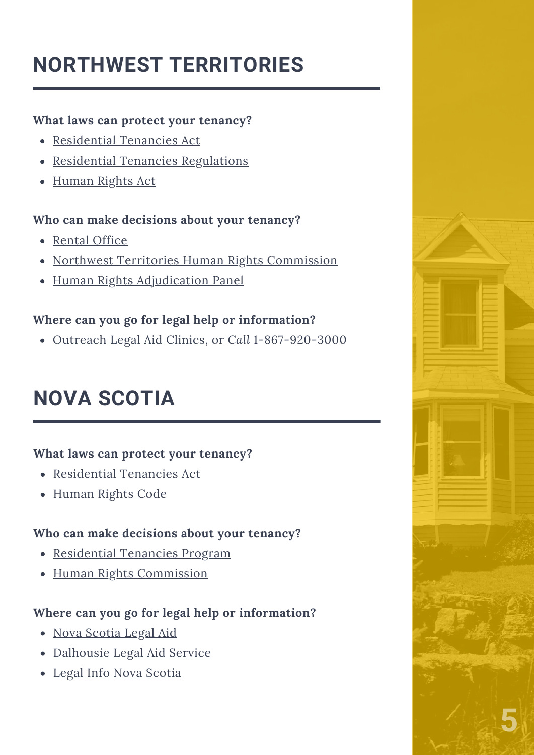## NORTHWEST TERRITORIES

**What laws can protect your tenancy?**

- Residential Tenancies Act
- Residential Tenancies Regulations
- Human Rights Act

**Who can make decisions about your tenancy?**

- Rental Office
- Northwest Territories Human Rights Commission
- Human Rights Adjudication Panel

**Where can you go for legal help or information?**

- Outreach Legal Aid Clinics, or *Call* 1-867-920-3000

## NOVA SCOTIA

**What laws can protect your tenancy?**

- Residential Tenancies Act
- Human Rights Code

**Who can make decisions about your tenancy?**

- Residential Tenancies Program
- Human Rights Commission

**Where can you go for legal help or information?**

- Nova Scotia Legal Aid
- Dalhousie Legal Aid Service
- Legal Info Nova Scotia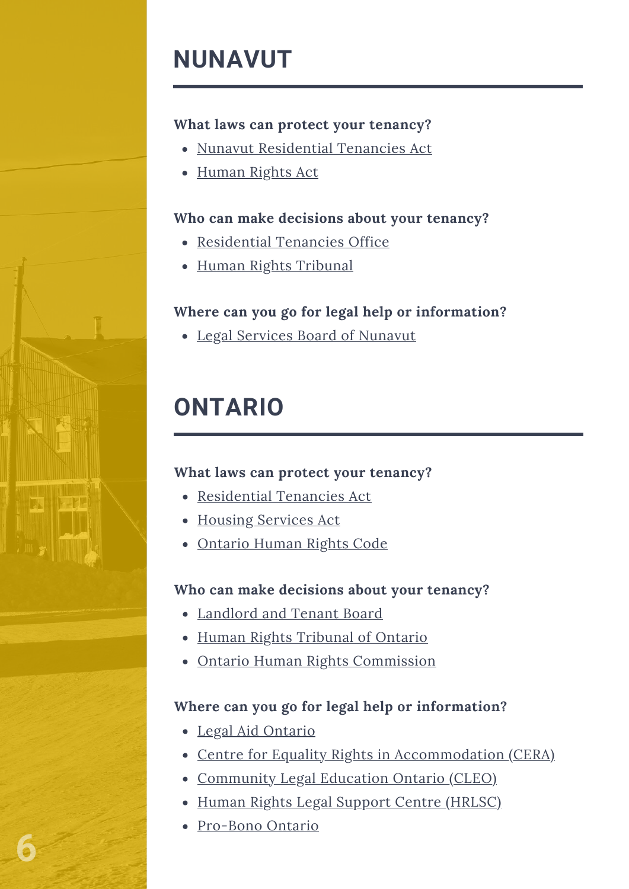## NUNAVUT

**What laws can protect your tenancy?**

- Nunavut Residential Tenancies Act
- Human Rights Act

**Who can make decisions about your tenancy?**

- Residential Tenancies Office
- Human Rights Tribunal

**Where can you go for legal help or information?**

- Legal Services Board of Nunavut

## ONTARIO

**What laws can protect your tenancy?**

- Residential Tenancies Act
- Housing Services Act
- Ontario Human Rights Code

**Who can make decisions about your tenancy?**

- Landlord and Tenant Board
- Human Rights Tribunal of Ontario
- Ontario Human Rights Commission

**Where can you go for legal help or information?**

- Legal Aid Ontario
- Centre for Equality Rights in Accommodation (CERA)
- Community Legal Education Ontario (CLEO)
- Human Rights Legal Support Centre (HRLSC)
- Pro-Bono Ontario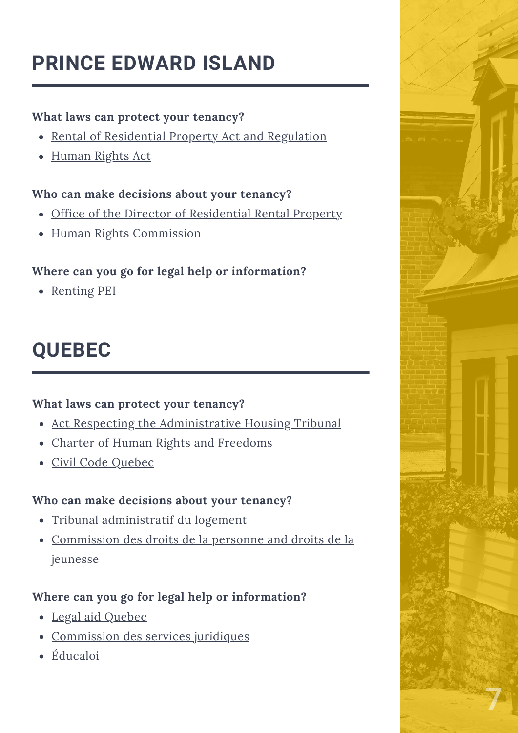## PRINCE EDWARD ISLAND

**What laws can protect your tenancy?**

- Rental of Residential Property Act and Regulation
- Human Rights Act

**Who can make decisions about your tenancy?**

- Office of the Director of Residential Rental Property
- Human Rights Commission

**Where can you go for legal help or information?**

- Renting PEI

## QUEBEC

**What laws can protect your tenancy?**

- Act Respecting the Administrative Housing Tribunal
- Charter of Human Rights and Freedoms
- Civil Code Quebec

**Who can make decisions about your tenancy?**

- Tribunal administratif du logement
- Commission des droits de la personne and droits de la jeunesse

**Where can you go for legal help or information?**

- Legal aid Quebec
- Commission des services juridiques
- Éducaloi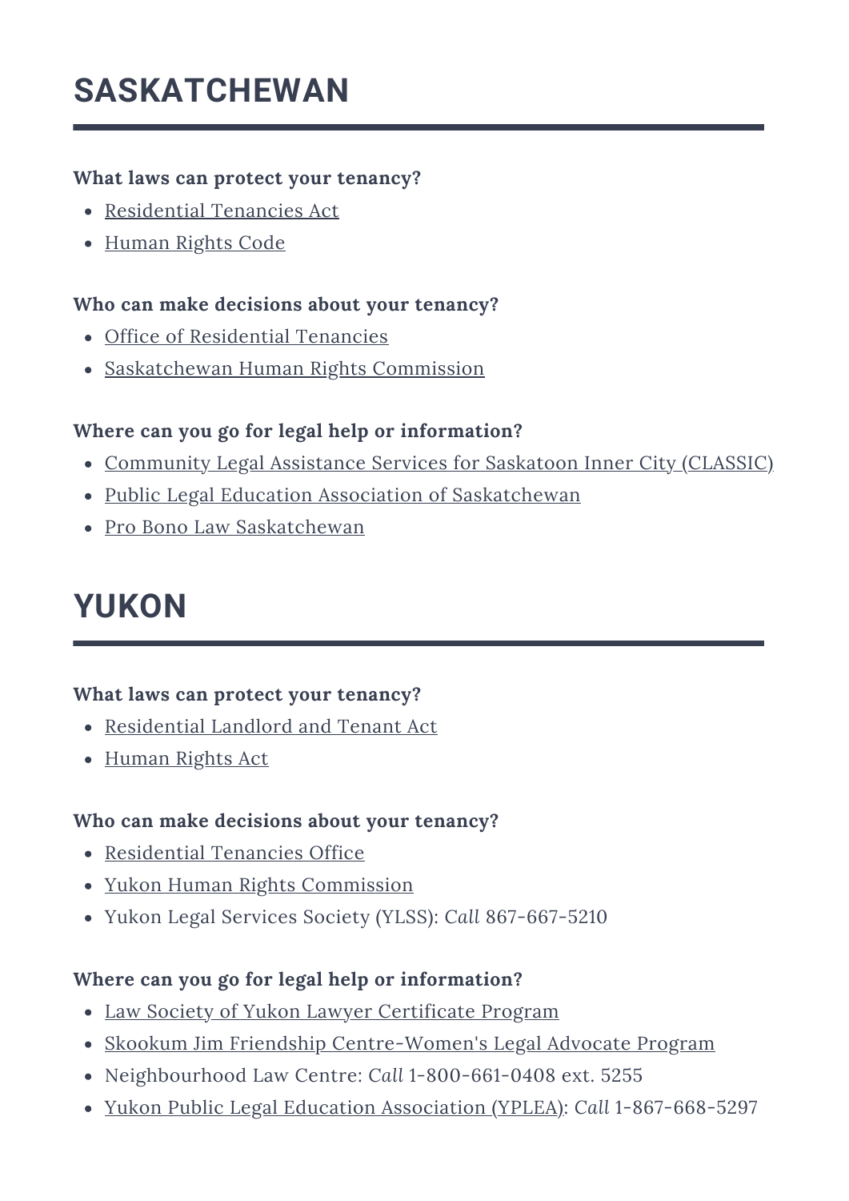# SASKATCHEWAN

**What laws can protect your tenancy?**

- Residential Tenancies Act
- Human Rights Code

**Who can make decisions about your tenancy?**

- Office of Residential Tenancies
- Saskatchewan Human Rights Commission

**Where can you go for legal help or information?**

- Community Legal Assistance Services for Saskatoon Inner City (CLASSIC)
- Public Legal Education Association of Saskatchewan
- Pro Bono Law Saskatchewan

# YUKON

**What laws can protect your tenancy?**

- Residential Landlord and Tenant Act
- Human Rights Act

**Who can make decisions about your tenancy?**

- Residential Tenancies Office
- Yukon Human Rights Commission
- Yukon Legal Services Society (YLSS): *Call* 867-667-5210

**Where can you go for legal help or information?**

- Law Society of Yukon Lawyer Certificate Program
- Skookum Jim Friendship Centre-Women's Legal Advocate Program
- Neighbourhood Law Centre: *Call* 1-800-661-0408 ext. 5255
- Yukon Public Legal Education Association (YPLEA): *Call* 1-867-668-5297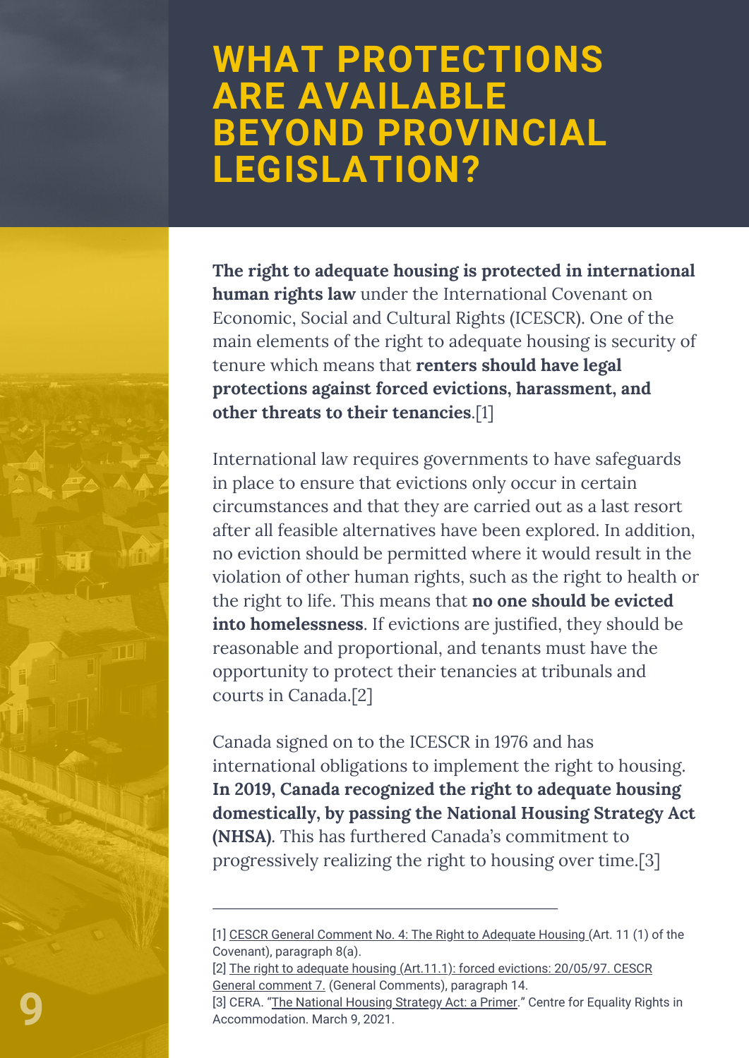# WHAT PROTECTIONS ARE AVAILABLE BEYOND PROVINCIAL LEGISLATION?

**The right to adequate housing is protected in international human rights law** under the International Covenant on Economic, Social and Cultural Rights (ICESCR). One of the main elements of the right to adequate housing is security of tenure which means that **renters should have legal protections against forced evictions, harassment, and other threats to their tenancies**.[1]

International law requires governments to have safeguards in place to ensure that evictions only occur in certain circumstances and that they are carried out as a last resort after all feasible alternatives have been explored. In addition, no eviction should be permitted where it would result in the violation of other human rights, such as the right to health or the right to life. This means that **no one should be evicted into homelessness**. If evictions are justified, they should be reasonable and proportional, and tenants must have the opportunity to protect their tenancies at tribunals and courts in Canada.[2]

Canada signed on to the ICESCR in 1976 and has international obligations to implement the right to housing. **In 2019, Canada recognized the right to adequate housing domestically, by passing the National Housing Strategy Act (NHSA)**. This has furthered Canada's commitment to progressively realizing the right to housing over time.[3]

---

[1] CESCR General Comment No. 4: The Right to Adequate Housing (Art. 11 (1) of the Covenant), paragraph 8(a).
[2] The right to adequate housing (Art.11.1): forced evictions: 20/05/97. CESCR General comment 7. (General Comments), paragraph 14.
[3] CERA. "The National Housing Strategy Act: a Primer." Centre for Equality Rights in Accommodation. March 9, 2021.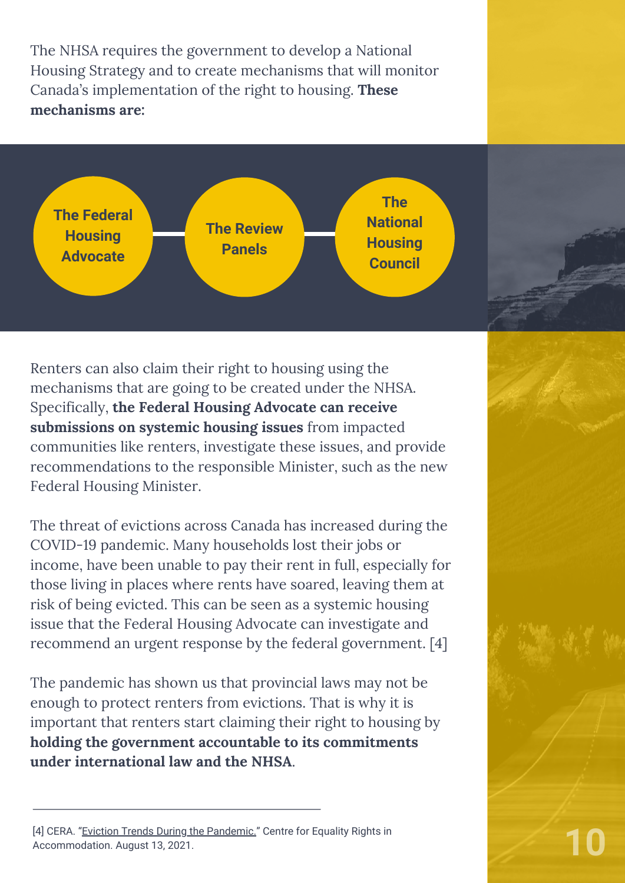The NHSA requires the government to develop a National Housing Strategy and to create mechanisms that will monitor Canada's implementation of the right to housing. **These mechanisms are:**

- The Federal Housing Advocate
- The Review Panels
- The National Housing Council

Renters can also claim their right to housing using the mechanisms that are going to be created under the NHSA. Specifically, **the Federal Housing Advocate can receive submissions on systemic housing issues** from impacted communities like renters, investigate these issues, and provide recommendations to the responsible Minister, such as the new Federal Housing Minister.

The threat of evictions across Canada has increased during the COVID-19 pandemic. Many households lost their jobs or income, have been unable to pay their rent in full, especially for those living in places where rents have soared, leaving them at risk of being evicted. This can be seen as a systemic housing issue that the Federal Housing Advocate can investigate and recommend an urgent response by the federal government. [4]

The pandemic has shown us that provincial laws may not be enough to protect renters from evictions. That is why it is important that renters start claiming their right to housing by **holding the government accountable to its commitments under international law and the NHSA**.

---

[4] CERA. "Eviction Trends During the Pandemic." Centre for Equality Rights in Accommodation. August 13, 2021.